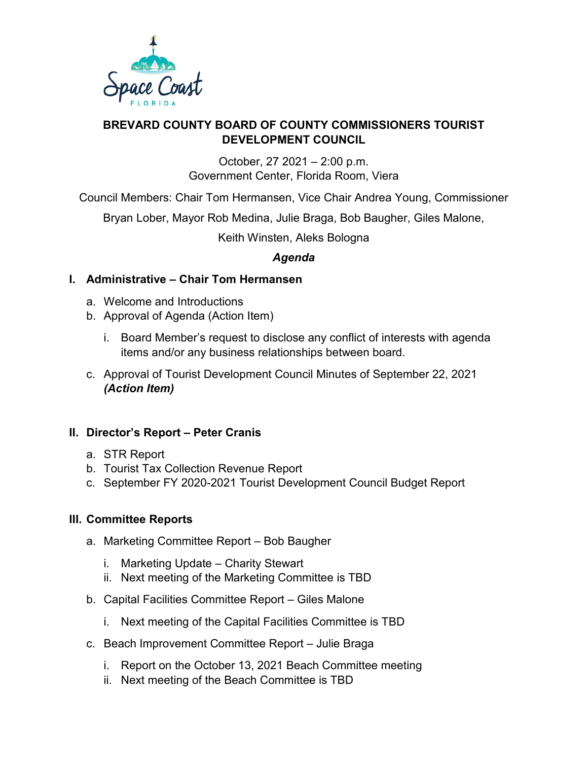# BREVARD COUNTY BOARD OF COUNTY COMMISSIONERS TOURIST DEVELOPMENT COUNCIL

October, 27 2021 – 2:00 p.m.
Government Center, Florida Room, Viera

Council Members: Chair Tom Hermansen, Vice Chair Andrea Young, Commissioner Bryan Lober, Mayor Rob Medina, Julie Braga, Bob Baugher, Giles Malone, Keith Winsten, Aleks Bologna

***Agenda***

## I. Administrative – Chair Tom Hermansen

a. Welcome and Introductions
b. Approval of Agenda (Action Item)
   i. Board Member's request to disclose any conflict of interests with agenda items and/or any business relationships between board.
c. Approval of Tourist Development Council Minutes of September 22, 2021 ***(Action Item)***

## II. Director's Report – Peter Cranis

a. STR Report
b. Tourist Tax Collection Revenue Report
c. September FY 2020-2021 Tourist Development Council Budget Report

## III. Committee Reports

a. Marketing Committee Report – Bob Baugher
   i. Marketing Update – Charity Stewart
   ii. Next meeting of the Marketing Committee is TBD
b. Capital Facilities Committee Report – Giles Malone
   i. Next meeting of the Capital Facilities Committee is TBD
c. Beach Improvement Committee Report – Julie Braga
   i. Report on the October 13, 2021 Beach Committee meeting
   ii. Next meeting of the Beach Committee is TBD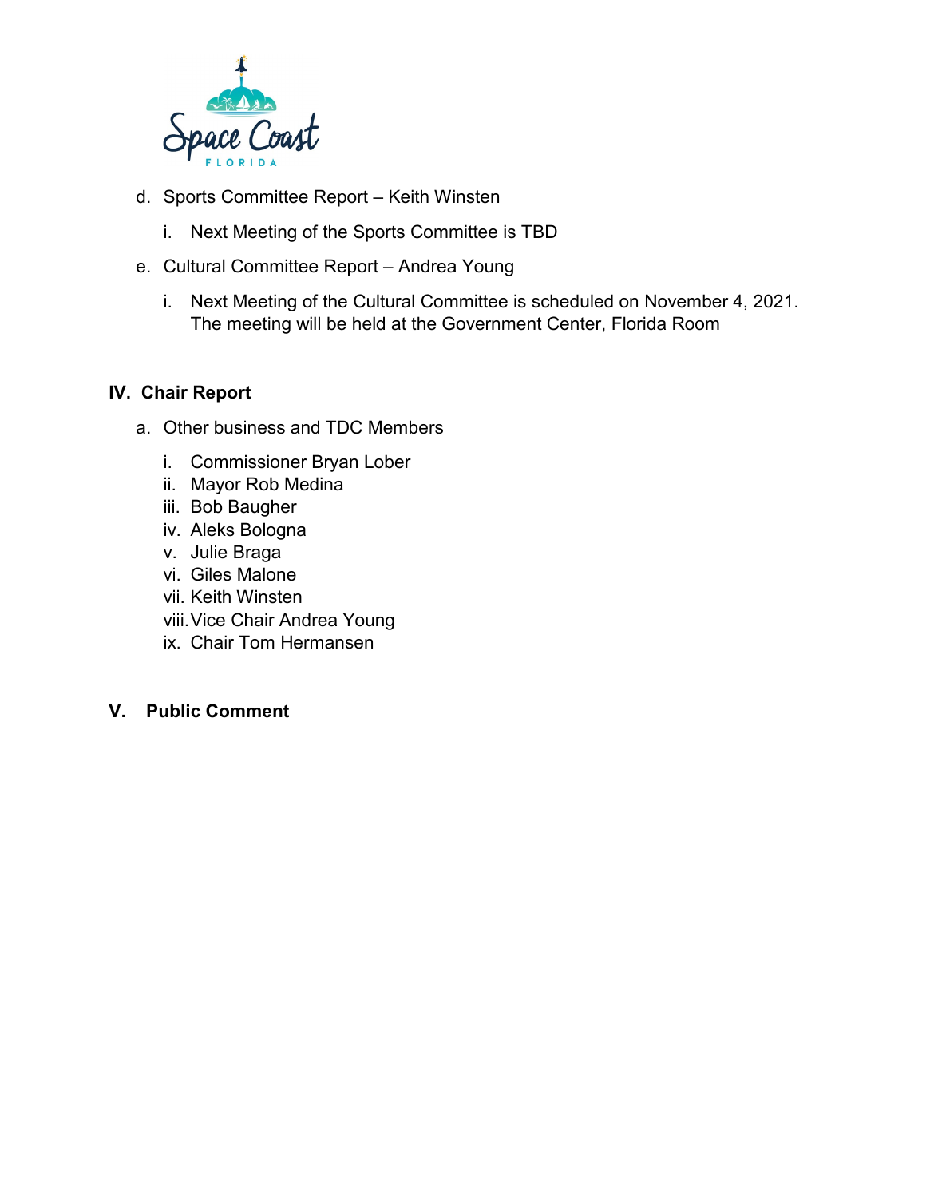d. Sports Committee Report – Keith Winsten

   i. Next Meeting of the Sports Committee is TBD

e. Cultural Committee Report – Andrea Young

   i. Next Meeting of the Cultural Committee is scheduled on November 4, 2021. The meeting will be held at the Government Center, Florida Room

**IV. Chair Report**

a. Other business and TDC Members

   i. Commissioner Bryan Lober
   ii. Mayor Rob Medina
   iii. Bob Baugher
   iv. Aleks Bologna
   v. Julie Braga
   vi. Giles Malone
   vii. Keith Winsten
   viii. Vice Chair Andrea Young
   ix. Chair Tom Hermansen

**V. Public Comment**